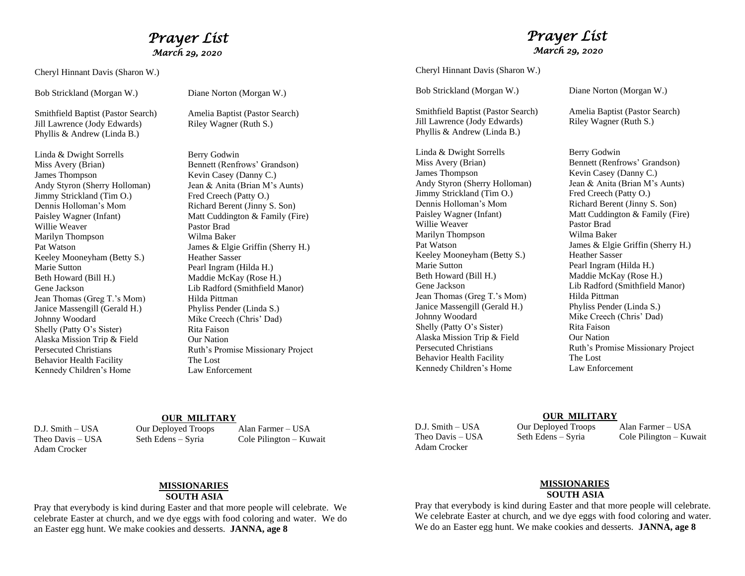# *Prayer List*

*March 29, 2020*

Cheryl Hinnant Davis (Sharon W.)

Bob Strickland (Morgan W.)
Diane Norton (Morgan W.)

Smithfield Baptist (Pastor Search)
Jill Lawrence (Jody Edwards)
Phyllis & Andrew (Linda B.)
Amelia Baptist (Pastor Search)
Riley Wagner (Ruth S.)

Linda & Dwight Sorrells
Miss Avery (Brian)
James Thompson
Andy Styron (Sherry Holloman)
Jimmy Strickland (Tim O.)
Dennis Holloman's Mom
Paisley Wagner (Infant)
Willie Weaver
Marilyn Thompson
Pat Watson
Keeley Mooneyham (Betty S.)
Marie Sutton
Beth Howard (Bill H.)
Gene Jackson
Jean Thomas (Greg T.'s Mom)
Janice Massengill (Gerald H.)
Johnny Woodard
Shelly (Patty O's Sister)
Alaska Mission Trip & Field
Persecuted Christians
Behavior Health Facility
Kennedy Children's Home

Berry Godwin
Bennett (Renfrows' Grandson)
Kevin Casey (Danny C.)
Jean & Anita (Brian M's Aunts)
Fred Creech (Patty O.)
Richard Berent (Jinny S. Son)
Matt Cuddington & Family (Fire)
Pastor Brad
Wilma Baker
James & Elgie Griffin (Sherry H.)
Heather Sasser
Pearl Ingram (Hilda H.)
Maddie McKay (Rose H.)
Lib Radford (Smithfield Manor)
Hilda Pittman
Phyliss Pender (Linda S.)
Mike Creech (Chris' Dad)
Rita Faison
Our Nation
Ruth's Promise Missionary Project
The Lost
Law Enforcement

**OUR MILITARY**

D.J. Smith – USA
Theo Davis – USA
Adam Crocker
Our Deployed Troops
Seth Edens – Syria
Alan Farmer – USA
Cole Pilington – Kuwait

**MISSIONARIES**
**SOUTH ASIA**

Pray that everybody is kind during Easter and that more people will celebrate. We celebrate Easter at church, and we dye eggs with food coloring and water. We do an Easter egg hunt. We make cookies and desserts. **JANNA, age 8**

# *Prayer List*

*March 29, 2020*

Cheryl Hinnant Davis (Sharon W.)

Bob Strickland (Morgan W.)
Diane Norton (Morgan W.)

Smithfield Baptist (Pastor Search)
Jill Lawrence (Jody Edwards)
Phyllis & Andrew (Linda B.)
Amelia Baptist (Pastor Search)
Riley Wagner (Ruth S.)

Linda & Dwight Sorrells
Miss Avery (Brian)
James Thompson
Andy Styron (Sherry Holloman)
Jimmy Strickland (Tim O.)
Dennis Holloman's Mom
Paisley Wagner (Infant)
Willie Weaver
Marilyn Thompson
Pat Watson
Keeley Mooneyham (Betty S.)
Marie Sutton
Beth Howard (Bill H.)
Gene Jackson
Jean Thomas (Greg T.'s Mom)
Janice Massengill (Gerald H.)
Johnny Woodard
Shelly (Patty O's Sister)
Alaska Mission Trip & Field
Persecuted Christians
Behavior Health Facility
Kennedy Children's Home

Berry Godwin
Bennett (Renfrows' Grandson)
Kevin Casey (Danny C.)
Jean & Anita (Brian M's Aunts)
Fred Creech (Patty O.)
Richard Berent (Jinny S. Son)
Matt Cuddington & Family (Fire)
Pastor Brad
Wilma Baker
James & Elgie Griffin (Sherry H.)
Heather Sasser
Pearl Ingram (Hilda H.)
Maddie McKay (Rose H.)
Lib Radford (Smithfield Manor)
Hilda Pittman
Phyliss Pender (Linda S.)
Mike Creech (Chris' Dad)
Rita Faison
Our Nation
Ruth's Promise Missionary Project
The Lost
Law Enforcement

**OUR MILITARY**

D.J. Smith – USA
Theo Davis – USA
Adam Crocker
Our Deployed Troops
Seth Edens – Syria
Alan Farmer – USA
Cole Pilington – Kuwait

**MISSIONARIES**
**SOUTH ASIA**

Pray that everybody is kind during Easter and that more people will celebrate. We celebrate Easter at church, and we dye eggs with food coloring and water. We do an Easter egg hunt. We make cookies and desserts. **JANNA, age 8**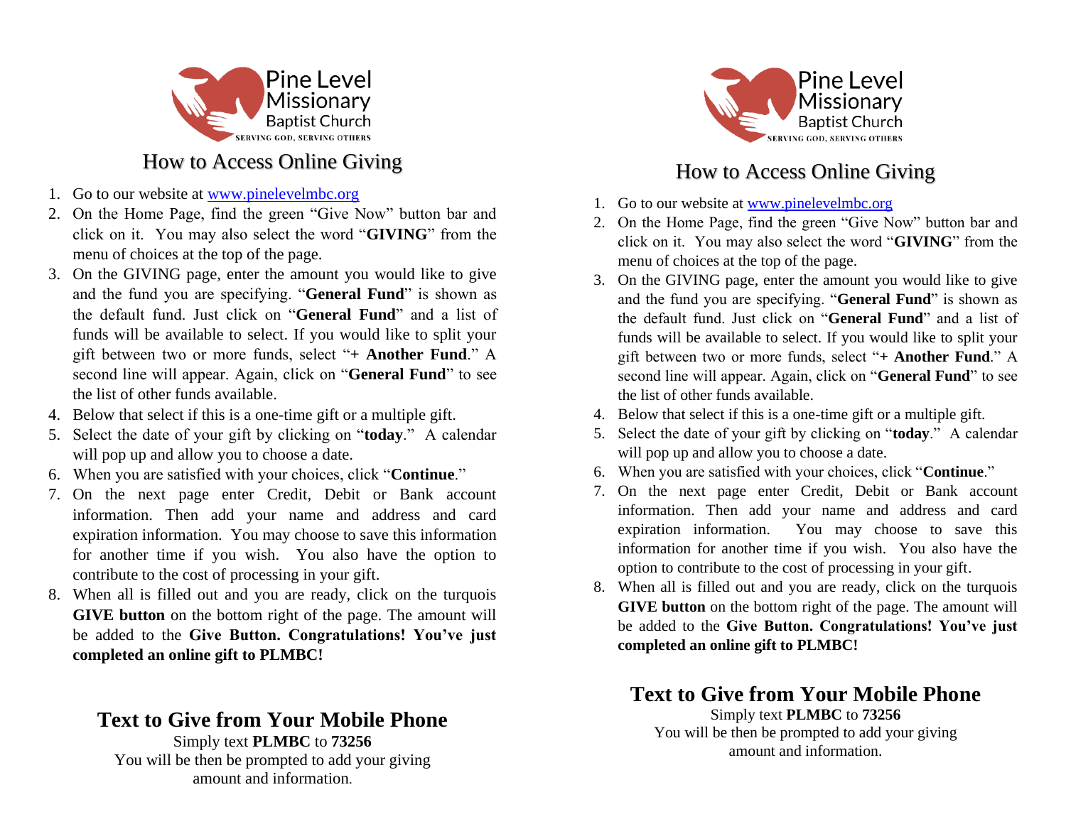Pine Level Missionary Baptist Church

SERVING GOD, SERVING OTHERS

## How to Access Online Giving

1. Go to our website at www.pinelevelmbc.org
2. On the Home Page, find the green "Give Now" button bar and click on it. You may also select the word "**GIVING**" from the menu of choices at the top of the page.
3. On the GIVING page, enter the amount you would like to give and the fund you are specifying. "**General Fund**" is shown as the default fund. Just click on "**General Fund**" and a list of funds will be available to select. If you would like to split your gift between two or more funds, select "**+ Another Fund**." A second line will appear. Again, click on "**General Fund**" to see the list of other funds available.
4. Below that select if this is a one-time gift or a multiple gift.
5. Select the date of your gift by clicking on "**today**." A calendar will pop up and allow you to choose a date.
6. When you are satisfied with your choices, click "**Continue**."
7. On the next page enter Credit, Debit or Bank account information. Then add your name and address and card expiration information. You may choose to save this information for another time if you wish. You also have the option to contribute to the cost of processing in your gift.
8. When all is filled out and you are ready, click on the turquois **GIVE button** on the bottom right of the page. The amount will be added to the **Give Button. Congratulations! You've just completed an online gift to PLMBC!**

## Text to Give from Your Mobile Phone

Simply text **PLMBC** to **73256**
You will be then be prompted to add your giving amount and information.

Pine Level Missionary Baptist Church

SERVING GOD, SERVING OTHERS

## How to Access Online Giving

1. Go to our website at www.pinelevelmbc.org
2. On the Home Page, find the green "Give Now" button bar and click on it. You may also select the word "**GIVING**" from the menu of choices at the top of the page.
3. On the GIVING page, enter the amount you would like to give and the fund you are specifying. "**General Fund**" is shown as the default fund. Just click on "**General Fund**" and a list of funds will be available to select. If you would like to split your gift between two or more funds, select "**+ Another Fund**." A second line will appear. Again, click on "**General Fund**" to see the list of other funds available.
4. Below that select if this is a one-time gift or a multiple gift.
5. Select the date of your gift by clicking on "**today**." A calendar will pop up and allow you to choose a date.
6. When you are satisfied with your choices, click "**Continue**."
7. On the next page enter Credit, Debit or Bank account information. Then add your name and address and card expiration information. You may choose to save this information for another time if you wish. You also have the option to contribute to the cost of processing in your gift.
8. When all is filled out and you are ready, click on the turquois **GIVE button** on the bottom right of the page. The amount will be added to the **Give Button. Congratulations! You've just completed an online gift to PLMBC!**

## Text to Give from Your Mobile Phone

Simply text **PLMBC** to **73256**
You will be then be prompted to add your giving amount and information.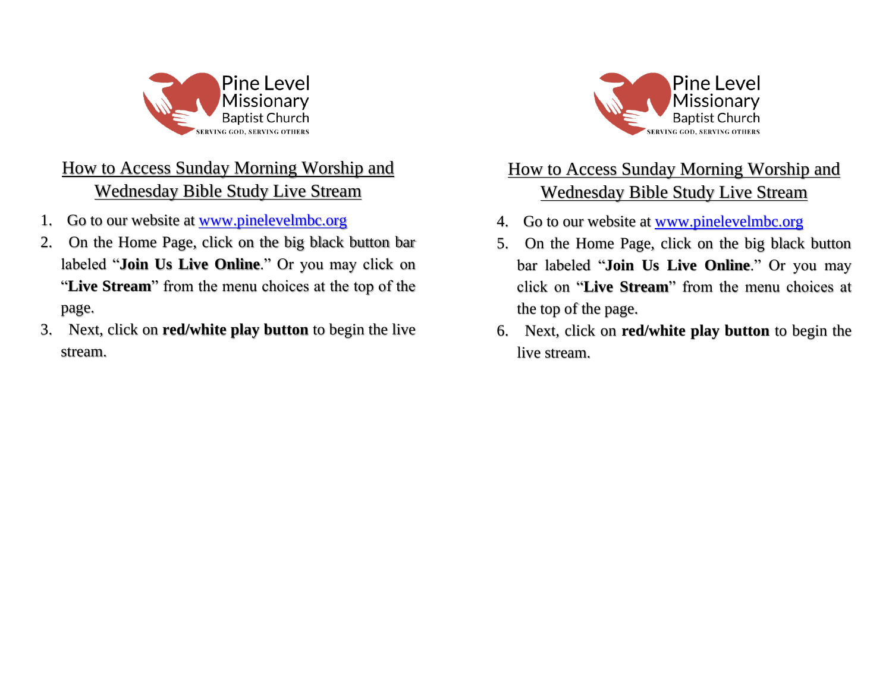Pine Level Missionary Baptist Church

SERVING GOD, SERVING OTHERS

## How to Access Sunday Morning Worship and Wednesday Bible Study Live Stream

1. Go to our website at www.pinelevelmbc.org
2. On the Home Page, click on the big black button bar labeled "**Join Us Live Online**." Or you may click on "**Live Stream**" from the menu choices at the top of the page.
3. Next, click on **red/white play button** to begin the live stream.

Pine Level Missionary Baptist Church

SERVING GOD, SERVING OTHERS

## How to Access Sunday Morning Worship and Wednesday Bible Study Live Stream

4. Go to our website at www.pinelevelmbc.org
5. On the Home Page, click on the big black button bar labeled "**Join Us Live Online**." Or you may click on "**Live Stream**" from the menu choices at the top of the page.
6. Next, click on **red/white play button** to begin the live stream.